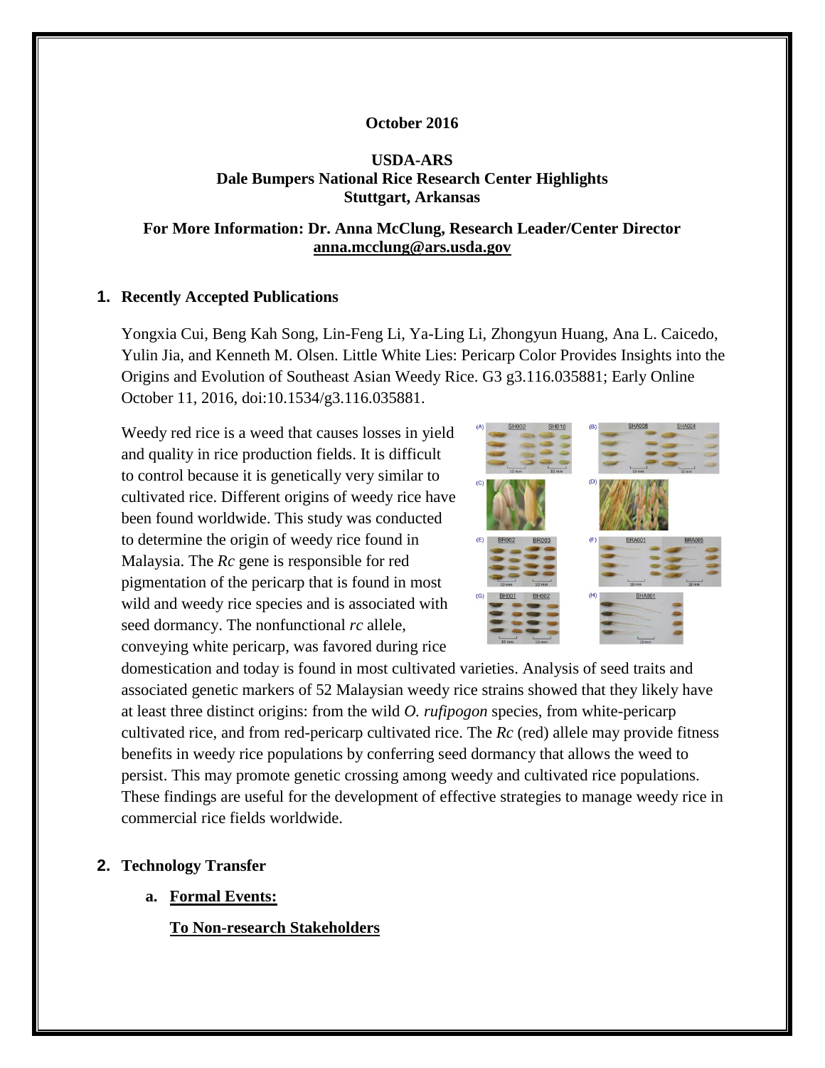**October 2016**

**USDA-ARS**
**Dale Bumpers National Rice Research Center Highlights**
**Stuttgart, Arkansas**

**For More Information: Dr. Anna McClung, Research Leader/Center Director**
**anna.mcclung@ars.usda.gov**

## 1. Recently Accepted Publications

Yongxia Cui, Beng Kah Song, Lin-Feng Li, Ya-Ling Li, Zhongyun Huang, Ana L. Caicedo, Yulin Jia, and Kenneth M. Olsen. Little White Lies: Pericarp Color Provides Insights into the Origins and Evolution of Southeast Asian Weedy Rice. G3 g3.116.035881; Early Online October 11, 2016, doi:10.1534/g3.116.035881.

Weedy red rice is a weed that causes losses in yield and quality in rice production fields. It is difficult to control because it is genetically very similar to cultivated rice. Different origins of weedy rice have been found worldwide. This study was conducted to determine the origin of weedy rice found in Malaysia. The *Rc* gene is responsible for red pigmentation of the pericarp that is found in most wild and weedy rice species and is associated with seed dormancy. The nonfunctional *rc* allele, conveying white pericarp, was favored during rice domestication and today is found in most cultivated varieties. Analysis of seed traits and associated genetic markers of 52 Malaysian weedy rice strains showed that they likely have at least three distinct origins: from the wild *O. rufipogon* species, from white-pericarp cultivated rice, and from red-pericarp cultivated rice. The *Rc* (red) allele may provide fitness benefits in weedy rice populations by conferring seed dormancy that allows the weed to persist. This may promote genetic crossing among weedy and cultivated rice populations. These findings are useful for the development of effective strategies to manage weedy rice in commercial rice fields worldwide.

## 2. Technology Transfer

### a. Formal Events:

**To Non-research Stakeholders**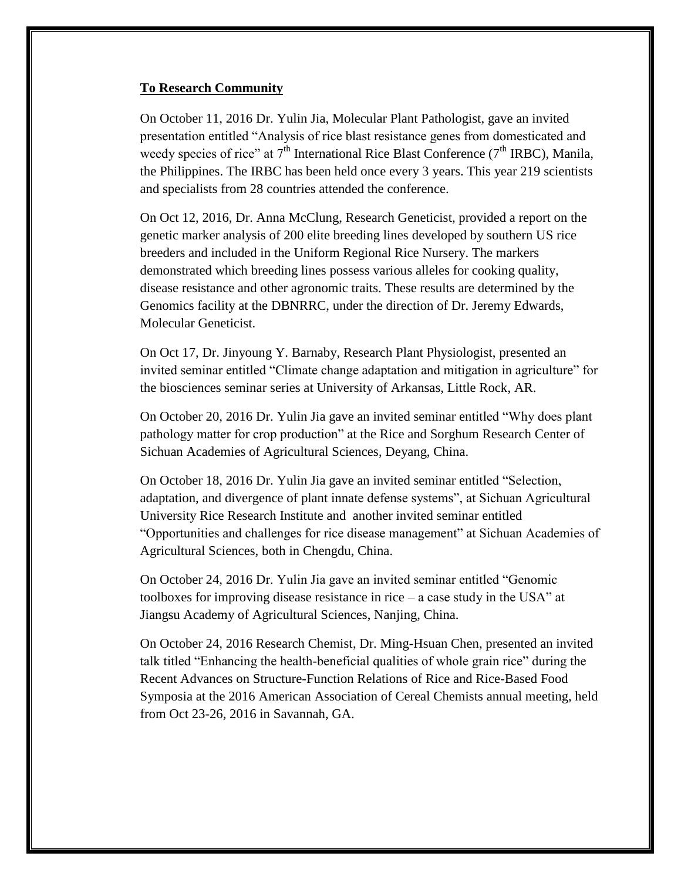**To Research Community**

On October 11, 2016 Dr. Yulin Jia, Molecular Plant Pathologist, gave an invited presentation entitled "Analysis of rice blast resistance genes from domesticated and weedy species of rice" at 7$^{th}$ International Rice Blast Conference (7$^{th}$ IRBC), Manila, the Philippines. The IRBC has been held once every 3 years. This year 219 scientists and specialists from 28 countries attended the conference.

On Oct 12, 2016, Dr. Anna McClung, Research Geneticist, provided a report on the genetic marker analysis of 200 elite breeding lines developed by southern US rice breeders and included in the Uniform Regional Rice Nursery. The markers demonstrated which breeding lines possess various alleles for cooking quality, disease resistance and other agronomic traits. These results are determined by the Genomics facility at the DBNRRC, under the direction of Dr. Jeremy Edwards, Molecular Geneticist.

On Oct 17, Dr. Jinyoung Y. Barnaby, Research Plant Physiologist, presented an invited seminar entitled "Climate change adaptation and mitigation in agriculture" for the biosciences seminar series at University of Arkansas, Little Rock, AR.

On October 20, 2016 Dr. Yulin Jia gave an invited seminar entitled "Why does plant pathology matter for crop production" at the Rice and Sorghum Research Center of Sichuan Academies of Agricultural Sciences, Deyang, China.

On October 18, 2016 Dr. Yulin Jia gave an invited seminar entitled "Selection, adaptation, and divergence of plant innate defense systems", at Sichuan Agricultural University Rice Research Institute and another invited seminar entitled "Opportunities and challenges for rice disease management" at Sichuan Academies of Agricultural Sciences, both in Chengdu, China.

On October 24, 2016 Dr. Yulin Jia gave an invited seminar entitled "Genomic toolboxes for improving disease resistance in rice – a case study in the USA" at Jiangsu Academy of Agricultural Sciences, Nanjing, China.

On October 24, 2016 Research Chemist, Dr. Ming-Hsuan Chen, presented an invited talk titled "Enhancing the health-beneficial qualities of whole grain rice" during the Recent Advances on Structure-Function Relations of Rice and Rice-Based Food Symposia at the 2016 American Association of Cereal Chemists annual meeting, held from Oct 23-26, 2016 in Savannah, GA.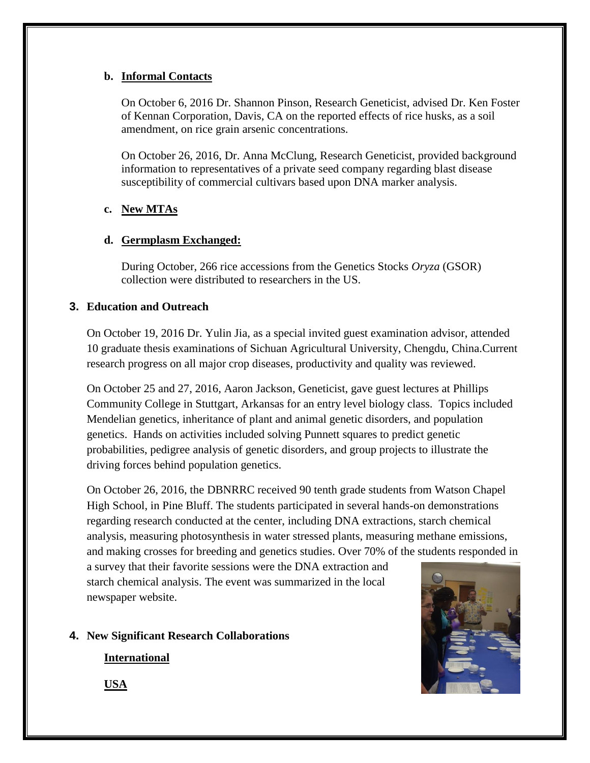**b. Informal Contacts**

On October 6, 2016 Dr. Shannon Pinson, Research Geneticist, advised Dr. Ken Foster of Kennan Corporation, Davis, CA on the reported effects of rice husks, as a soil amendment, on rice grain arsenic concentrations.

On October 26, 2016, Dr. Anna McClung, Research Geneticist, provided background information to representatives of a private seed company regarding blast disease susceptibility of commercial cultivars based upon DNA marker analysis.

**c. New MTAs**

**d. Germplasm Exchanged:**

During October, 266 rice accessions from the Genetics Stocks *Oryza* (GSOR) collection were distributed to researchers in the US.

## 3. Education and Outreach

On October 19, 2016 Dr. Yulin Jia, as a special invited guest examination advisor, attended 10 graduate thesis examinations of Sichuan Agricultural University, Chengdu, China.Current research progress on all major crop diseases, productivity and quality was reviewed.

On October 25 and 27, 2016, Aaron Jackson, Geneticist, gave guest lectures at Phillips Community College in Stuttgart, Arkansas for an entry level biology class. Topics included Mendelian genetics, inheritance of plant and animal genetic disorders, and population genetics. Hands on activities included solving Punnett squares to predict genetic probabilities, pedigree analysis of genetic disorders, and group projects to illustrate the driving forces behind population genetics.

On October 26, 2016, the DBNRRC received 90 tenth grade students from Watson Chapel High School, in Pine Bluff. The students participated in several hands-on demonstrations regarding research conducted at the center, including DNA extractions, starch chemical analysis, measuring photosynthesis in water stressed plants, measuring methane emissions, and making crosses for breeding and genetics studies. Over 70% of the students responded in a survey that their favorite sessions were the DNA extraction and starch chemical analysis. The event was summarized in the local newspaper website.

## 4. New Significant Research Collaborations

**International**

**USA**